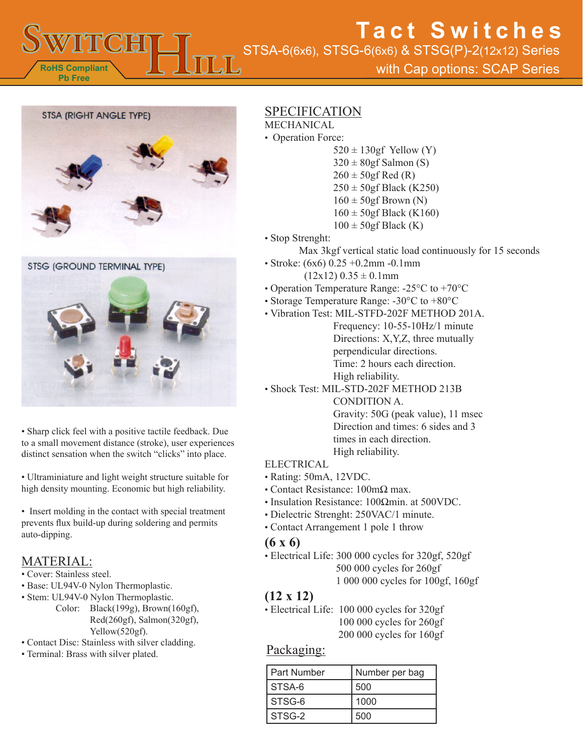# SWITCH HILL

RoHS Compliant
Pb Free

# Tact Switches

STSA-6(6x6), STSG-6(6x6) & STSG(P)-2(12x12) Series
with Cap options: SCAP Series

STSA (RIGHT ANGLE TYPE)

STSG (GROUND TERMINAL TYPE)

• Sharp click feel with a positive tactile feedback. Due to a small movement distance (stroke), user experiences distinct sensation when the switch "clicks" into place.

• Ultraminiature and light weight structure suitable for high density mounting. Economic but high reliability.

• Insert molding in the contact with special treatment prevents flux build-up during soldering and permits auto-dipping.

## MATERIAL:

- Cover: Stainless steel.
- Base: UL94V-0 Nylon Thermoplastic.
- Stem: UL94V-0 Nylon Thermoplastic.
  Color: Black(199g), Brown(160gf), Red(260gf), Salmon(320gf), Yellow(520gf).
- Contact Disc: Stainless with silver cladding.
- Terminal: Brass with silver plated.

## SPECIFICATION

### MECHANICAL

- Operation Force:
  - 520 ± 130gf Yellow (Y)
  - 320 ± 80gf Salmon (S)
  - 260 ± 50gf Red (R)
  - 250 ± 50gf Black (K250)
  - 160 ± 50gf Brown (N)
  - 160 ± 50gf Black (K160)
  - 100 ± 50gf Black (K)
- Stop Strenght:
  Max 3kgf vertical static load continuously for 15 seconds
- Stroke: (6x6) 0.25 +0.2mm -0.1mm
  (12x12) 0.35 ± 0.1mm
- Operation Temperature Range: -25°C to +70°C
- Storage Temperature Range: -30°C to +80°C
- Vibration Test: MIL-STFD-202F METHOD 201A.
  Frequency: 10-55-10Hz/1 minute
  Directions: X,Y,Z, three mutually perpendicular directions.
  Time: 2 hours each direction.
  High reliability.
- Shock Test: MIL-STD-202F METHOD 213B CONDITION A.
  Gravity: 50G (peak value), 11 msec
  Direction and times: 6 sides and 3 times in each direction.
  High reliability.

### ELECTRICAL

- Rating: 50mA, 12VDC.
- Contact Resistance: 100mΩ max.
- Insulation Resistance: 100Ωmin. at 500VDC.
- Dielectric Strenght: 250VAC/1 minute.
- Contact Arrangement 1 pole 1 throw

### (6 x 6)

- Electrical Life: 300 000 cycles for 320gf, 520gf
  500 000 cycles for 260gf
  1 000 000 cycles for 100gf, 160gf

### (12 x 12)

- Electrical Life: 100 000 cycles for 320gf
  100 000 cycles for 260gf
  200 000 cycles for 160gf

## Packaging:

| Part Number | Number per bag |
|---|---|
| STSA-6 | 500 |
| STSG-6 | 1000 |
| STSG-2 | 500 |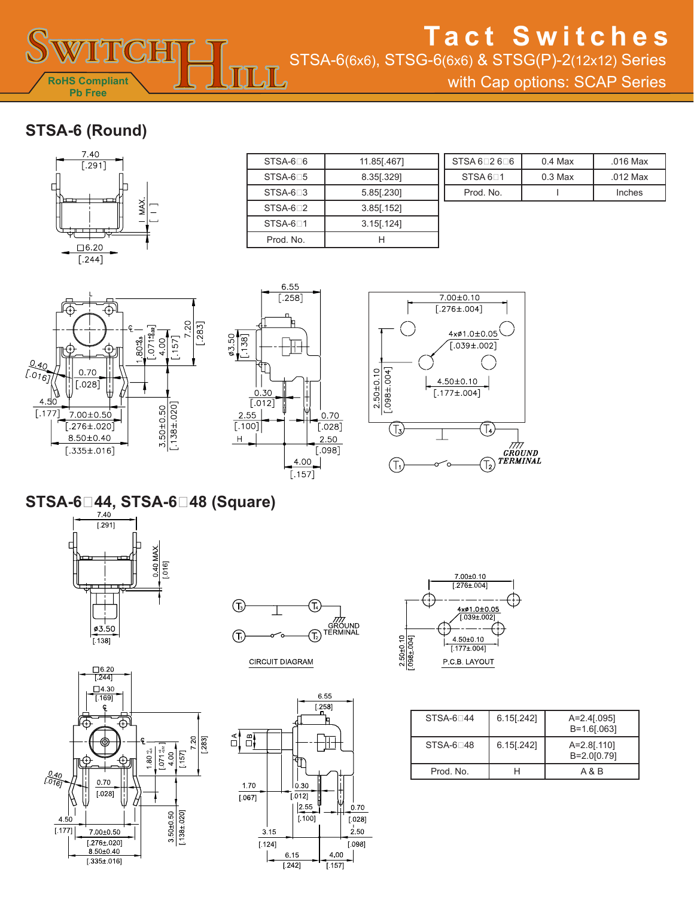# Tact Switches

STSA-6(6x6), STSG-6(6x6) & STSG(P)-2(12x12) Series
with Cap options: SCAP Series

RoHS Compliant
Pb Free

## STSA-6 (Round)

| STSA-6□6 | 11.85[.467] |
|---|---|
| STSA-6□5 | 8.35[.329] |
| STSA-6□3 | 5.85[.230] |
| STSA-6□2 | 3.85[.152] |
| STSA-6□1 | 3.15[.124] |
| Prod. No. | H |

| STSA 6□2 6□6 | 0.4 Max | .016 Max |
|---|---|---|
| STSA 6□1 | 0.3 Max | .012 Max |
| Prod. No. | I | Inches |

GROUND TERMINAL

## STSA-6□44, STSA-6□48 (Square)

GROUND TERMINAL

CIRCUIT DIAGRAM

P.C.B. LAYOUT

| STSA-6□44 | 6.15[.242] | A=2.4[.095] B=1.6[.063] |
|---|---|---|
| STSA-6□48 | 6.15[.242] | A=2.8[.110] B=2.0[0.79] |
| Prod. No. | H | A & B |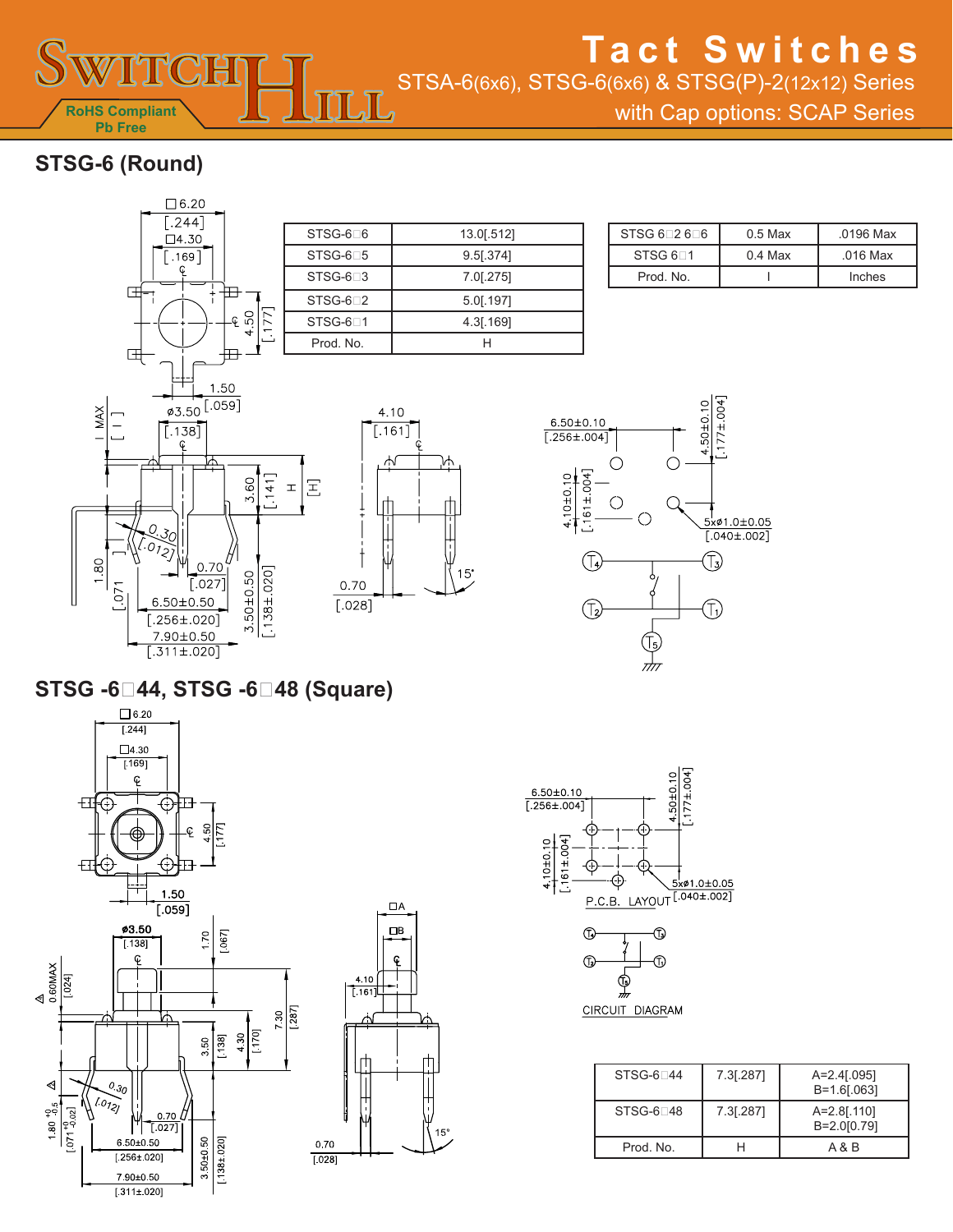# Tact Switches

STSA-6(6x6), STSG-6(6x6) & STSG(P)-2(12x12) Series
with Cap options: SCAP Series

RoHS Compliant
Pb Free

## STSG-6 (Round)

| STSG-6□6 | 13.0[.512] |
|---|---|
| STSG-6□5 | 9.5[.374] |
| STSG-6□3 | 7.0[.275] |
| STSG-6□2 | 5.0[.197] |
| STSG-6□1 | 4.3[.169] |
| Prod. No. | H |

| STSG 6□2 6□6 | 0.5 Max | .0196 Max |
|---|---|---|
| STSG 6□1 | 0.4 Max | .016 Max |
| Prod. No. | I | Inches |

## STSG -6□44, STSG -6□48 (Square)

P.C.B. LAYOUT

CIRCUIT DIAGRAM

| STSG-6□44 | 7.3[.287] | A=2.4[.095] B=1.6[.063] |
|---|---|---|
| STSG-6□48 | 7.3[.287] | A=2.8[.110] B=2.0[0.79] |
| Prod. No. | H | A & B |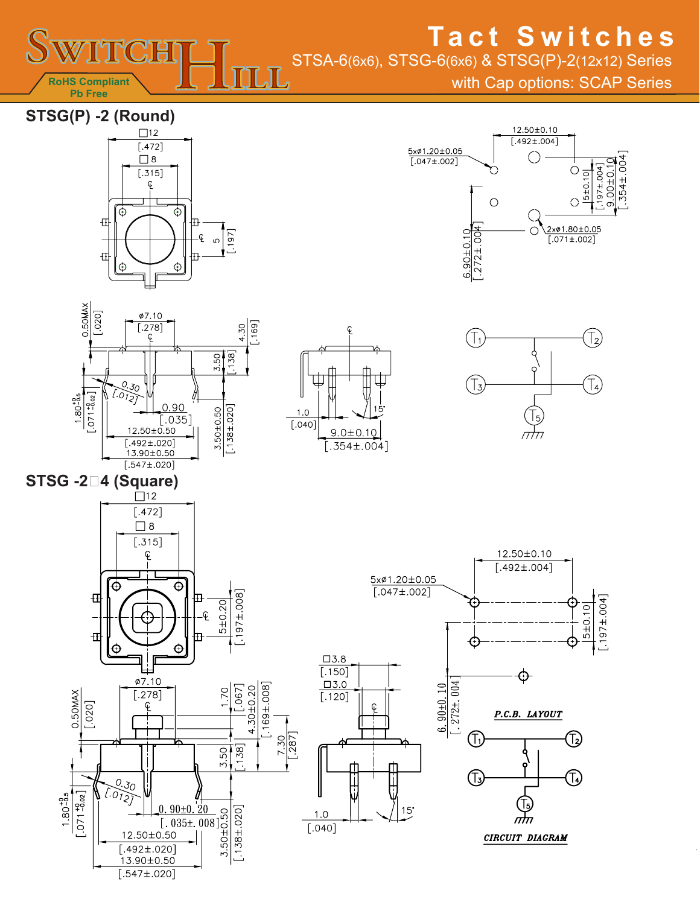# Tact Switches

STSA-6(6x6), STSG-6(6x6) & STSG(P)-2(12x12) Series

with Cap options: SCAP Series

RoHS Compliant
Pb Free

## STSG(P) -2 (Round)

□12 [.472]
□8 [.315]
5 [.197]

12.50±0.10 [.492±.004]
5xø1.20±0.05 [.047±.002]
5±0.10 [.197±.004]
9.00±0.10 [.354±.004]
6.90±0.10 [.272±.004]
2xø1.80±0.05 [.071±.002]

0.50MAX [.020]
ø7.10 [.278]
4.30 [.169]
3.50 [.138]
0.30 [.012]
$1.80^{+0}_{-0.5}$ [$.071^{+0}_{-0.02}$]
0.90 [.035]
12.50±0.50 [.492±.020]
13.90±0.50 [.547±.020]
3.50±0.50 [.138±.020]

1.0 [.040]
15°
9.0±0.10 [.354±.004]

T1 T2 T3 T4 T5

## STSG -2□4 (Square)

□12 [.472]
□8 [.315]
5±0.20 [.197±.008]

12.50±0.10 [.492±.004]
5xø1.20±0.05 [.047±.002]
5±0.10 [.197±.004]
6.90±0.10 [.272±.004]

ø7.10 [.278]
0.50MAX [.020]
1.70 [.067]
4.30±0.20 [.169±.008]
7.30 [.287]
3.50 [.138]
0.30 [.012]
$1.80^{+0}_{-0.5}$ [$.071^{+0}_{-0.02}$]
0.90±0.20 [.035±.008]
12.50±0.50 [.492±.020]
13.90±0.50 [.547±.020]
3.50±0.50 [.138±.020]

□3.8 [.150]
□3.0 [.120]
1.0 [.040]
15°

*P.C.B. LAYOUT*

T1 T2 T3 T4 T5

*CIRCUIT DIAGRAM*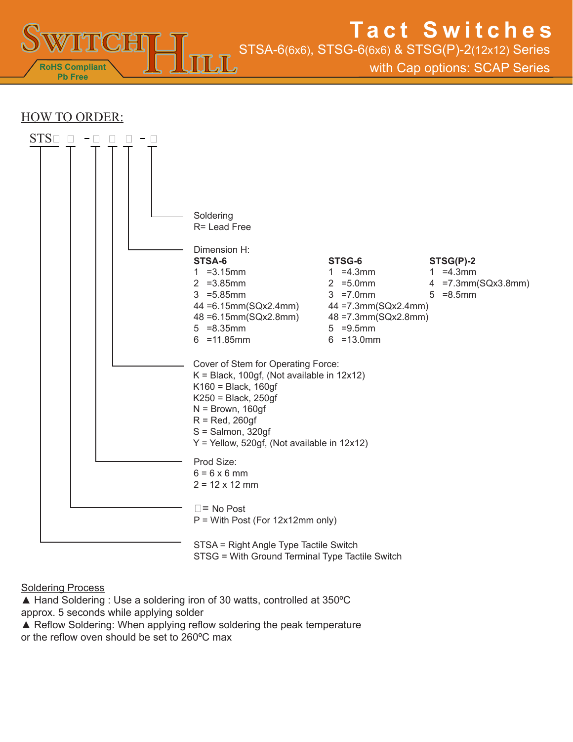# Tact Switches

STSA-6(6x6), STSG-6(6x6) & STSG(P)-2(12x12) Series
with Cap options: SCAP Series

RoHS Compliant
Pb Free

## HOW TO ORDER:

STS□ □ -□ □ □ -□

Soldering
R= Lead Free

Dimension H:

| STSA-6 | STSG-6 | STSG(P)-2 |
|---|---|---|
| 1 =3.15mm | 1 =4.3mm | 1 =4.3mm |
| 2 =3.85mm | 2 =5.0mm | 4 =7.3mm(SQx3.8mm) |
| 3 =5.85mm | 3 =7.0mm | 5 =8.5mm |
| 44 =6.15mm(SQx2.4mm) | 44 =7.3mm(SQx2.4mm) | |
| 48 =6.15mm(SQx2.8mm) | 48 =7.3mm(SQx2.8mm) | |
| 5 =8.35mm | 5 =9.5mm | |
| 6 =11.85mm | 6 =13.0mm | |

Cover of Stem for Operating Force:
K = Black, 100gf, (Not available in 12x12)
K160 = Black, 160gf
K250 = Black, 250gf
N = Brown, 160gf
R = Red, 260gf
S = Salmon, 320gf
Y = Yellow, 520gf, (Not available in 12x12)

Prod Size:
6 = 6 x 6 mm
2 = 12 x 12 mm

□= No Post
P = With Post (For 12x12mm only)

STSA = Right Angle Type Tactile Switch
STSG = With Ground Terminal Type Tactile Switch

## Soldering Process

▲ Hand Soldering : Use a soldering iron of 30 watts, controlled at 350ºC approx. 5 seconds while applying solder

▲ Reflow Soldering: When applying reflow soldering the peak temperature or the reflow oven should be set to 260ºC max